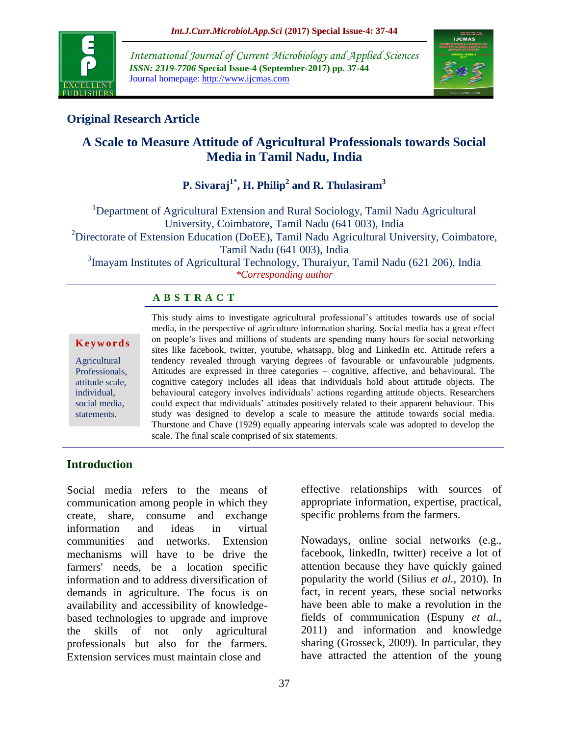## Original Research Article

# A Scale to Measure Attitude of Agricultural Professionals towards Social Media in Tamil Nadu, India

**P. Sivaraj[1*], H. Philip[2] and R. Thulasiram[3]**

[1]Department of Agricultural Extension and Rural Sociology, Tamil Nadu Agricultural University, Coimbatore, Tamil Nadu (641 003), India
[2]Directorate of Extension Education (DoEE), Tamil Nadu Agricultural University, Coimbatore, Tamil Nadu (641 003), India
[3]Imayam Institutes of Agricultural Technology, Thuraiyur, Tamil Nadu (621 206), India
*\*Corresponding author*

### ABSTRACT

**Keywords**

Agricultural Professionals, attitude scale, individual, social media, statements.

This study aims to investigate agricultural professional's attitudes towards use of social media, in the perspective of agriculture information sharing. Social media has a great effect on people's lives and millions of students are spending many hours for social networking sites like facebook, twitter, youtube, whatsapp, blog and LinkedIn etc. Attitude refers a tendency revealed through varying degrees of favourable or unfavourable judgments. Attitudes are expressed in three categories – cognitive, affective, and behavioural. The cognitive category includes all ideas that individuals hold about attitude objects. The behavioural category involves individuals' actions regarding attitude objects. Researchers could expect that individuals' attitudes positively related to their apparent behaviour. This study was designed to develop a scale to measure the attitude towards social media. Thurstone and Chave (1929) equally appearing intervals scale was adopted to develop the scale. The final scale comprised of six statements.

## Introduction

Social media refers to the means of communication among people in which they create, share, consume and exchange information and ideas in virtual communities and networks. Extension mechanisms will have to be drive the farmers' needs, be a location specific information and to address diversification of demands in agriculture. The focus is on availability and accessibility of knowledge-based technologies to upgrade and improve the skills of not only agricultural professionals but also for the farmers. Extension services must maintain close and effective relationships with sources of appropriate information, expertise, practical, specific problems from the farmers.

Nowadays, online social networks (e.g., facebook, linkedIn, twitter) receive a lot of attention because they have quickly gained popularity the world (Silius *et al.,* 2010). In fact, in recent years, these social networks have been able to make a revolution in the fields of communication (Espuny *et al.*, 2011) and information and knowledge sharing (Grosseck, 2009). In particular, they have attracted the attention of the young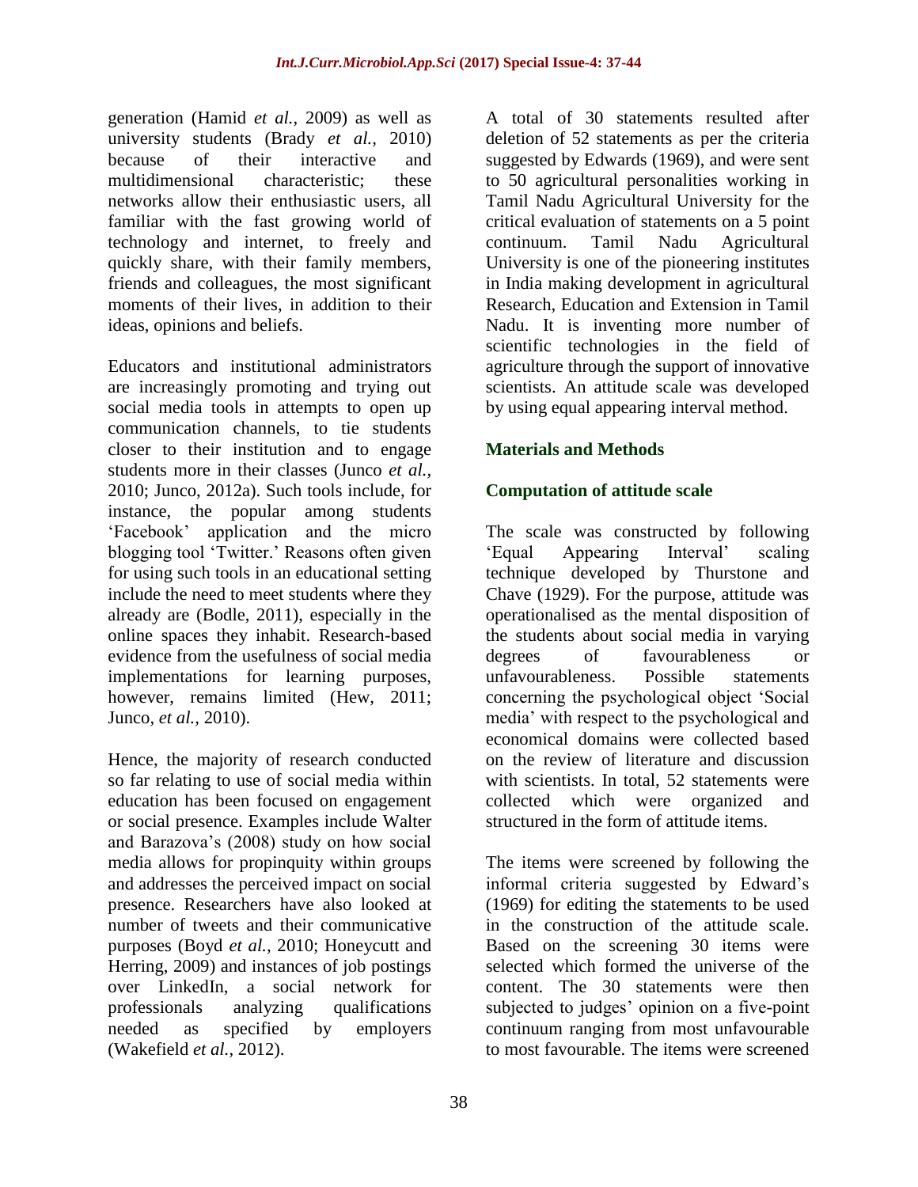generation (Hamid *et al.,* 2009) as well as university students (Brady *et al.,* 2010) because of their interactive and multidimensional characteristic; these networks allow their enthusiastic users, all familiar with the fast growing world of technology and internet, to freely and quickly share, with their family members, friends and colleagues, the most significant moments of their lives, in addition to their ideas, opinions and beliefs.

Educators and institutional administrators are increasingly promoting and trying out social media tools in attempts to open up communication channels, to tie students closer to their institution and to engage students more in their classes (Junco *et al.,* 2010; Junco, 2012a). Such tools include, for instance, the popular among students 'Facebook' application and the micro blogging tool 'Twitter.' Reasons often given for using such tools in an educational setting include the need to meet students where they already are (Bodle, 2011), especially in the online spaces they inhabit. Research-based evidence from the usefulness of social media implementations for learning purposes, however, remains limited (Hew, 2011; Junco, *et al.,* 2010).

Hence, the majority of research conducted so far relating to use of social media within education has been focused on engagement or social presence. Examples include Walter and Barazova's (2008) study on how social media allows for propinquity within groups and addresses the perceived impact on social presence. Researchers have also looked at number of tweets and their communicative purposes (Boyd *et al.,* 2010; Honeycutt and Herring, 2009) and instances of job postings over LinkedIn, a social network for professionals analyzing qualifications needed as specified by employers (Wakefield *et al.,* 2012).

A total of 30 statements resulted after deletion of 52 statements as per the criteria suggested by Edwards (1969), and were sent to 50 agricultural personalities working in Tamil Nadu Agricultural University for the critical evaluation of statements on a 5 point continuum. Tamil Nadu Agricultural University is one of the pioneering institutes in India making development in agricultural Research, Education and Extension in Tamil Nadu. It is inventing more number of scientific technologies in the field of agriculture through the support of innovative scientists. An attitude scale was developed by using equal appearing interval method.

## Materials and Methods

### Computation of attitude scale

The scale was constructed by following 'Equal Appearing Interval' scaling technique developed by Thurstone and Chave (1929). For the purpose, attitude was operationalised as the mental disposition of the students about social media in varying degrees of favourableness or unfavourableness. Possible statements concerning the psychological object 'Social media' with respect to the psychological and economical domains were collected based on the review of literature and discussion with scientists. In total, 52 statements were collected which were organized and structured in the form of attitude items.

The items were screened by following the informal criteria suggested by Edward's (1969) for editing the statements to be used in the construction of the attitude scale. Based on the screening 30 items were selected which formed the universe of the content. The 30 statements were then subjected to judges' opinion on a five-point continuum ranging from most unfavourable to most favourable. The items were screened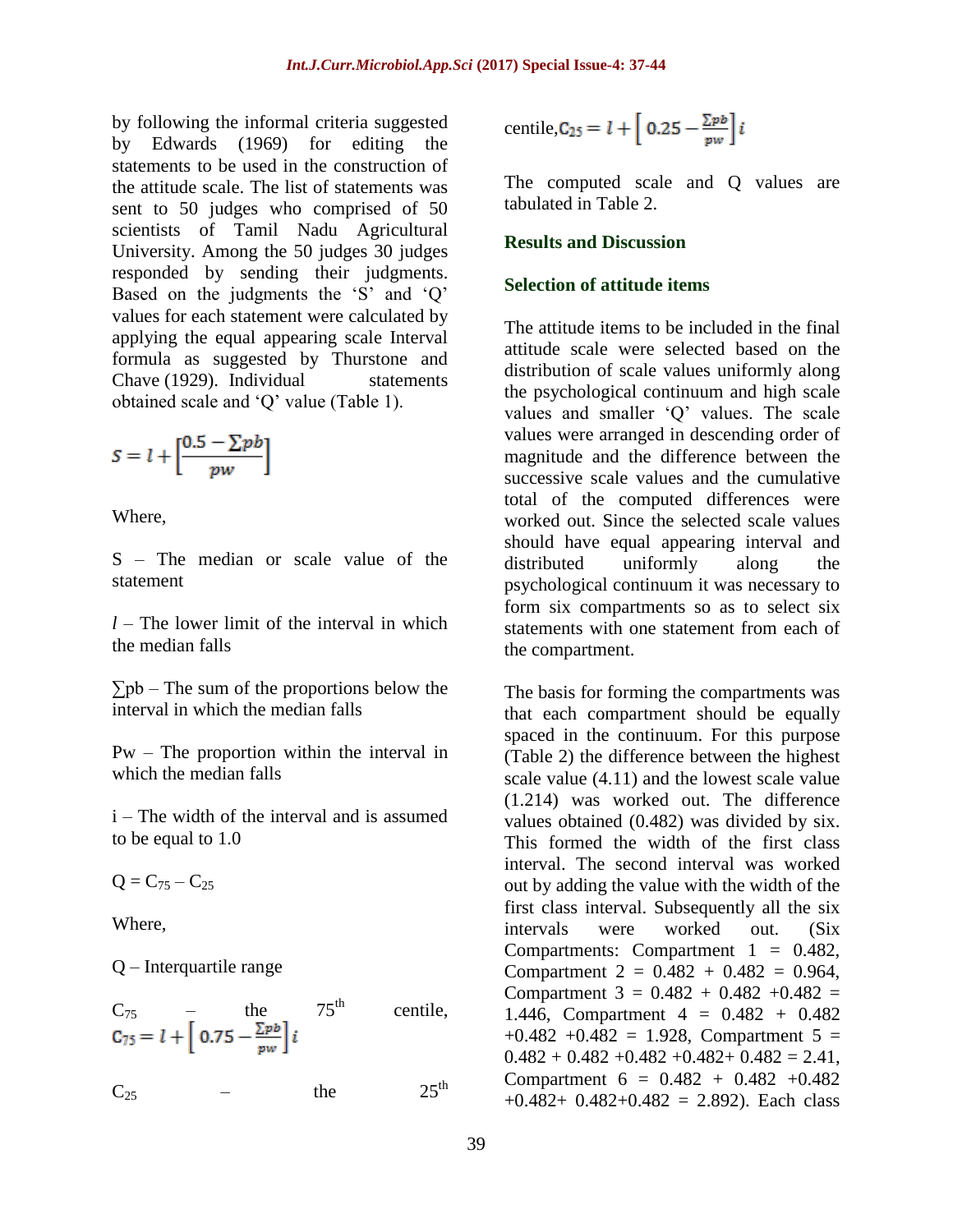by following the informal criteria suggested by Edwards (1969) for editing the statements to be used in the construction of the attitude scale. The list of statements was sent to 50 judges who comprised of 50 scientists of Tamil Nadu Agricultural University. Among the 50 judges 30 judges responded by sending their judgments. Based on the judgments the 'S' and 'Q' values for each statement were calculated by applying the equal appearing scale Interval formula as suggested by Thurstone and Chave (1929). Individual statements obtained scale and 'Q' value (Table 1).

$$S = l + \left[\frac{0.5 - \sum pb}{pw}\right]$$

Where,

S – The median or scale value of the statement

$l$ – The lower limit of the interval in which the median falls

$\sum$pb – The sum of the proportions below the interval in which the median falls

Pw – The proportion within the interval in which the median falls

i – The width of the interval and is assumed to be equal to 1.0

$Q = C_{75} – C_{25}$

Where,

Q – Interquartile range

$C_{75}$ – the 75th centile, $C_{75} = l + \left[0.75 - \frac{\sum pb}{pw}\right] i$

$C_{25}$ – the 25th centile, $C_{25} = l + \left[0.25 - \frac{\sum pb}{pw}\right] i$

The computed scale and Q values are tabulated in Table 2.

## Results and Discussion

### Selection of attitude items

The attitude items to be included in the final attitude scale were selected based on the distribution of scale values uniformly along the psychological continuum and high scale values and smaller 'Q' values. The scale values were arranged in descending order of magnitude and the difference between the successive scale values and the cumulative total of the computed differences were worked out. Since the selected scale values should have equal appearing interval and distributed uniformly along the psychological continuum it was necessary to form six compartments so as to select six statements with one statement from each of the compartment.

The basis for forming the compartments was that each compartment should be equally spaced in the continuum. For this purpose (Table 2) the difference between the highest scale value (4.11) and the lowest scale value (1.214) was worked out. The difference values obtained (0.482) was divided by six. This formed the width of the first class interval. The second interval was worked out by adding the value with the width of the first class interval. Subsequently all the six intervals were worked out. (Six Compartments: Compartment 1 = 0.482, Compartment 2 = 0.482 + 0.482 = 0.964, Compartment 3 = 0.482 + 0.482 +0.482 = 1.446, Compartment 4 = 0.482 + 0.482 +0.482 +0.482 = 1.928, Compartment 5 = 0.482 + 0.482 +0.482 +0.482+ 0.482 = 2.41, Compartment 6 = 0.482 + 0.482 +0.482 +0.482+ 0.482+0.482 = 2.892). Each class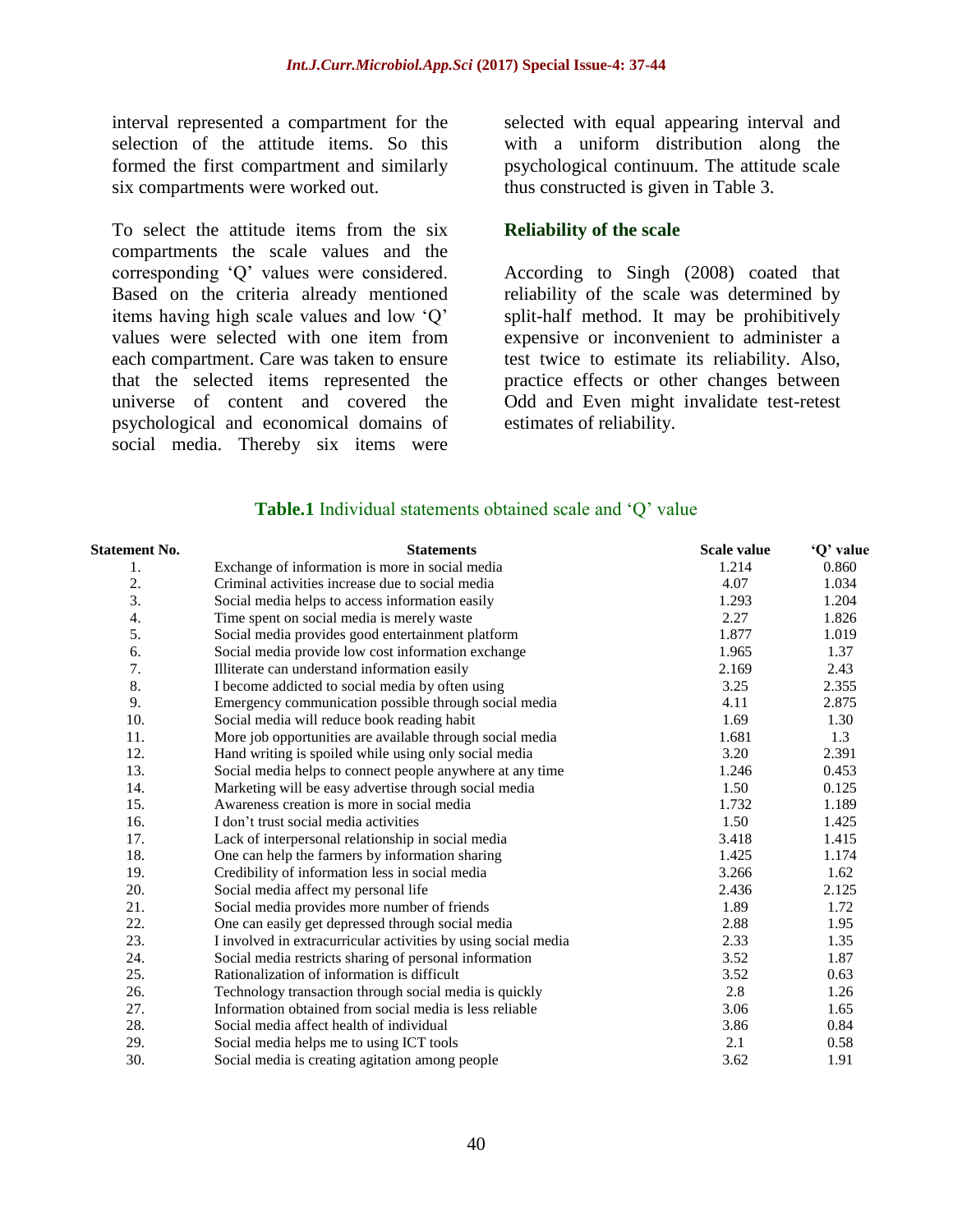interval represented a compartment for the selection of the attitude items. So this formed the first compartment and similarly six compartments were worked out.

To select the attitude items from the six compartments the scale values and the corresponding 'Q' values were considered. Based on the criteria already mentioned items having high scale values and low 'Q' values were selected with one item from each compartment. Care was taken to ensure that the selected items represented the universe of content and covered the psychological and economical domains of social media. Thereby six items were selected with equal appearing interval and with a uniform distribution along the psychological continuum. The attitude scale thus constructed is given in Table 3.

### Reliability of the scale

According to Singh (2008) coated that reliability of the scale was determined by split-half method. It may be prohibitively expensive or inconvenient to administer a test twice to estimate its reliability. Also, practice effects or other changes between Odd and Even might invalidate test-retest estimates of reliability.

**Table.1** Individual statements obtained scale and 'Q' value

| Statement No. | Statements | Scale value | 'Q' value |
|---|---|---|---|
| 1. | Exchange of information is more in social media | 1.214 | 0.860 |
| 2. | Criminal activities increase due to social media | 4.07 | 1.034 |
| 3. | Social media helps to access information easily | 1.293 | 1.204 |
| 4. | Time spent on social media is merely waste | 2.27 | 1.826 |
| 5. | Social media provides good entertainment platform | 1.877 | 1.019 |
| 6. | Social media provide low cost information exchange | 1.965 | 1.37 |
| 7. | Illiterate can understand information easily | 2.169 | 2.43 |
| 8. | I become addicted to social media by often using | 3.25 | 2.355 |
| 9. | Emergency communication possible through social media | 4.11 | 2.875 |
| 10. | Social media will reduce book reading habit | 1.69 | 1.30 |
| 11. | More job opportunities are available through social media | 1.681 | 1.3 |
| 12. | Hand writing is spoiled while using only social media | 3.20 | 2.391 |
| 13. | Social media helps to connect people anywhere at any time | 1.246 | 0.453 |
| 14. | Marketing will be easy advertise through social media | 1.50 | 0.125 |
| 15. | Awareness creation is more in social media | 1.732 | 1.189 |
| 16. | I don't trust social media activities | 1.50 | 1.425 |
| 17. | Lack of interpersonal relationship in social media | 3.418 | 1.415 |
| 18. | One can help the farmers by information sharing | 1.425 | 1.174 |
| 19. | Credibility of information less in social media | 3.266 | 1.62 |
| 20. | Social media affect my personal life | 2.436 | 2.125 |
| 21. | Social media provides more number of friends | 1.89 | 1.72 |
| 22. | One can easily get depressed through social media | 2.88 | 1.95 |
| 23. | I involved in extracurricular activities by using social media | 2.33 | 1.35 |
| 24. | Social media restricts sharing of personal information | 3.52 | 1.87 |
| 25. | Rationalization of information is difficult | 3.52 | 0.63 |
| 26. | Technology transaction through social media is quickly | 2.8 | 1.26 |
| 27. | Information obtained from social media is less reliable | 3.06 | 1.65 |
| 28. | Social media affect health of individual | 3.86 | 0.84 |
| 29. | Social media helps me to using ICT tools | 2.1 | 0.58 |
| 30. | Social media is creating agitation among people | 3.62 | 1.91 |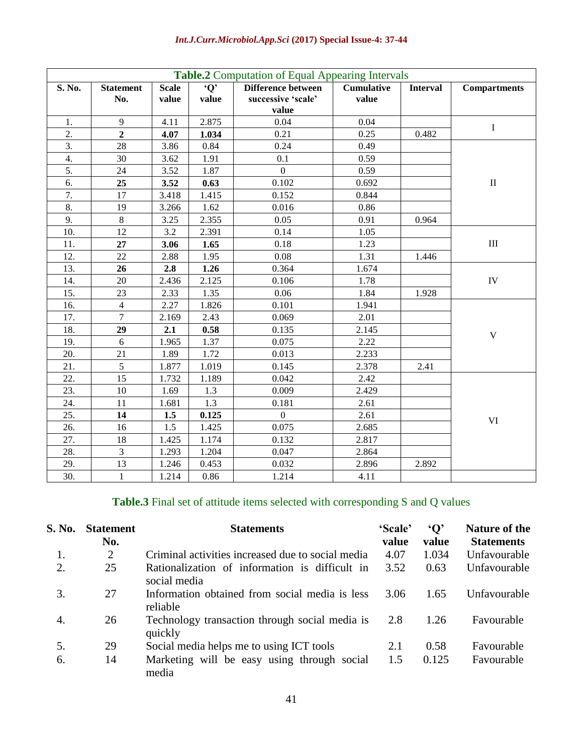**Table.2** Computation of Equal Appearing Intervals

| S. No. | Statement No. | Scale value | 'Q' value | Difference between successive 'scale' value | Cumulative value | Interval | Compartments |
|---|---|---|---|---|---|---|---|
| 1. | 9 | 4.11 | 2.875 | 0.04 | 0.04 | | I |
| 2. | **2** | **4.07** | **1.034** | 0.21 | 0.25 | 0.482 | |
| 3. | 28 | 3.86 | 0.84 | 0.24 | 0.49 | | II |
| 4. | 30 | 3.62 | 1.91 | 0.1 | 0.59 | | |
| 5. | 24 | 3.52 | 1.87 | 0 | 0.59 | | |
| 6. | **25** | **3.52** | **0.63** | 0.102 | 0.692 | | |
| 7. | 17 | 3.418 | 1.415 | 0.152 | 0.844 | | |
| 8. | 19 | 3.266 | 1.62 | 0.016 | 0.86 | | |
| 9. | 8 | 3.25 | 2.355 | 0.05 | 0.91 | 0.964 | |
| 10. | 12 | 3.2 | 2.391 | 0.14 | 1.05 | | III |
| 11. | **27** | **3.06** | **1.65** | 0.18 | 1.23 | | |
| 12. | 22 | 2.88 | 1.95 | 0.08 | 1.31 | 1.446 | |
| 13. | **26** | **2.8** | **1.26** | 0.364 | 1.674 | | IV |
| 14. | 20 | 2.436 | 2.125 | 0.106 | 1.78 | | |
| 15. | 23 | 2.33 | 1.35 | 0.06 | 1.84 | 1.928 | |
| 16. | 4 | 2.27 | 1.826 | 0.101 | 1.941 | | V |
| 17. | 7 | 2.169 | 2.43 | 0.069 | 2.01 | | |
| 18. | **29** | **2.1** | **0.58** | 0.135 | 2.145 | | |
| 19. | 6 | 1.965 | 1.37 | 0.075 | 2.22 | | |
| 20. | 21 | 1.89 | 1.72 | 0.013 | 2.233 | | |
| 21. | 5 | 1.877 | 1.019 | 0.145 | 2.378 | 2.41 | |
| 22. | 15 | 1.732 | 1.189 | 0.042 | 2.42 | | VI |
| 23. | 10 | 1.69 | 1.3 | 0.009 | 2.429 | | |
| 24. | 11 | 1.681 | 1.3 | 0.181 | 2.61 | | |
| 25. | **14** | **1.5** | **0.125** | 0 | 2.61 | | |
| 26. | 16 | 1.5 | 1.425 | 0.075 | 2.685 | | |
| 27. | 18 | 1.425 | 1.174 | 0.132 | 2.817 | | |
| 28. | 3 | 1.293 | 1.204 | 0.047 | 2.864 | | |
| 29. | 13 | 1.246 | 0.453 | 0.032 | 2.896 | 2.892 | |
| 30. | 1 | 1.214 | 0.86 | 1.214 | 4.11 | | |

**Table.3** Final set of attitude items selected with corresponding S and Q values

| S. No. | Statement No. | Statements | 'Scale' value | 'Q' value | Nature of the Statements |
|---|---|---|---|---|---|
| 1. | 2 | Criminal activities increased due to social media | 4.07 | 1.034 | Unfavourable |
| 2. | 25 | Rationalization of information is difficult in social media | 3.52 | 0.63 | Unfavourable |
| 3. | 27 | Information obtained from social media is less reliable | 3.06 | 1.65 | Unfavourable |
| 4. | 26 | Technology transaction through social media is quickly | 2.8 | 1.26 | Favourable |
| 5. | 29 | Social media helps me to using ICT tools | 2.1 | 0.58 | Favourable |
| 6. | 14 | Marketing will be easy using through social media | 1.5 | 0.125 | Favourable |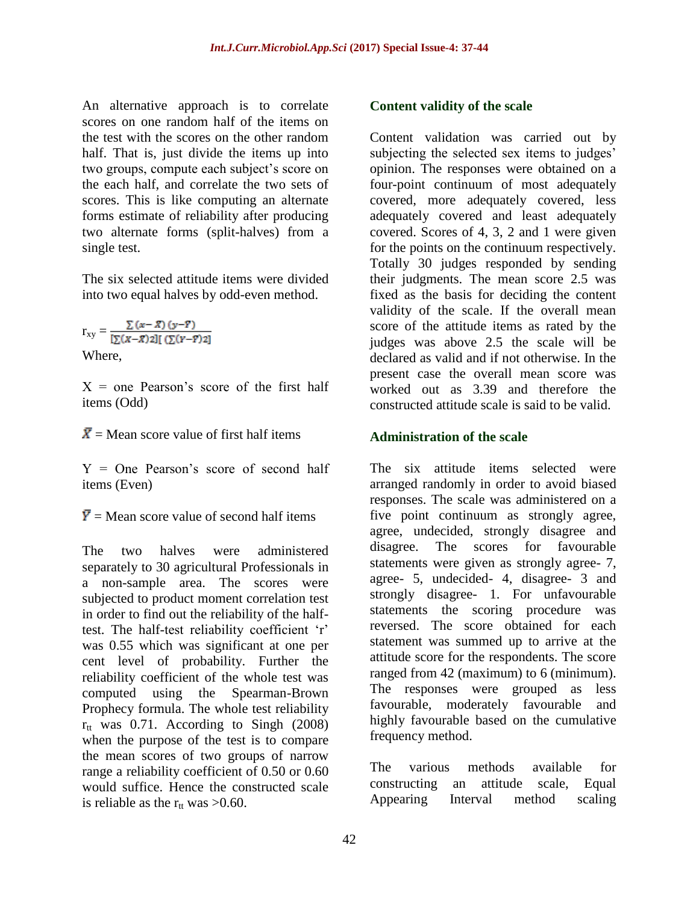An alternative approach is to correlate scores on one random half of the items on the test with the scores on the other random half. That is, just divide the items up into two groups, compute each subject's score on the each half, and correlate the two sets of scores. This is like computing an alternate forms estimate of reliability after producing two alternate forms (split-halves) from a single test.

The six selected attitude items were divided into two equal halves by odd-even method.

$$r_{xy} = \frac{\sum(x-\bar{X})(y-\bar{Y})}{[\sum(X-\bar{X})2][(\sum(Y-\bar{Y})2]}$$

Where,

X = one Pearson's score of the first half items (Odd)

$\bar{X}$ = Mean score value of first half items

Y = One Pearson's score of second half items (Even)

$\bar{Y}$ = Mean score value of second half items

The two halves were administered separately to 30 agricultural Professionals in a non-sample area. The scores were subjected to product moment correlation test in order to find out the reliability of the half-test. The half-test reliability coefficient 'r' was 0.55 which was significant at one per cent level of probability. Further the reliability coefficient of the whole test was computed using the Spearman-Brown Prophecy formula. The whole test reliability $r_{tt}$ was 0.71. According to Singh (2008) when the purpose of the test is to compare the mean scores of two groups of narrow range a reliability coefficient of 0.50 or 0.60 would suffice. Hence the constructed scale is reliable as the $r_{tt}$ was >0.60.

### Content validity of the scale

Content validation was carried out by subjecting the selected sex items to judges' opinion. The responses were obtained on a four-point continuum of most adequately covered, more adequately covered, less adequately covered and least adequately covered. Scores of 4, 3, 2 and 1 were given for the points on the continuum respectively. Totally 30 judges responded by sending their judgments. The mean score 2.5 was fixed as the basis for deciding the content validity of the scale. If the overall mean score of the attitude items as rated by the judges was above 2.5 the scale will be declared as valid and if not otherwise. In the present case the overall mean score was worked out as 3.39 and therefore the constructed attitude scale is said to be valid.

### Administration of the scale

The six attitude items selected were arranged randomly in order to avoid biased responses. The scale was administered on a five point continuum as strongly agree, agree, undecided, strongly disagree and disagree. The scores for favourable statements were given as strongly agree- 7, agree- 5, undecided- 4, disagree- 3 and strongly disagree- 1. For unfavourable statements the scoring procedure was reversed. The score obtained for each statement was summed up to arrive at the attitude score for the respondents. The score ranged from 42 (maximum) to 6 (minimum). The responses were grouped as less favourable, moderately favourable and highly favourable based on the cumulative frequency method.

The various methods available for constructing an attitude scale, Equal Appearing Interval method scaling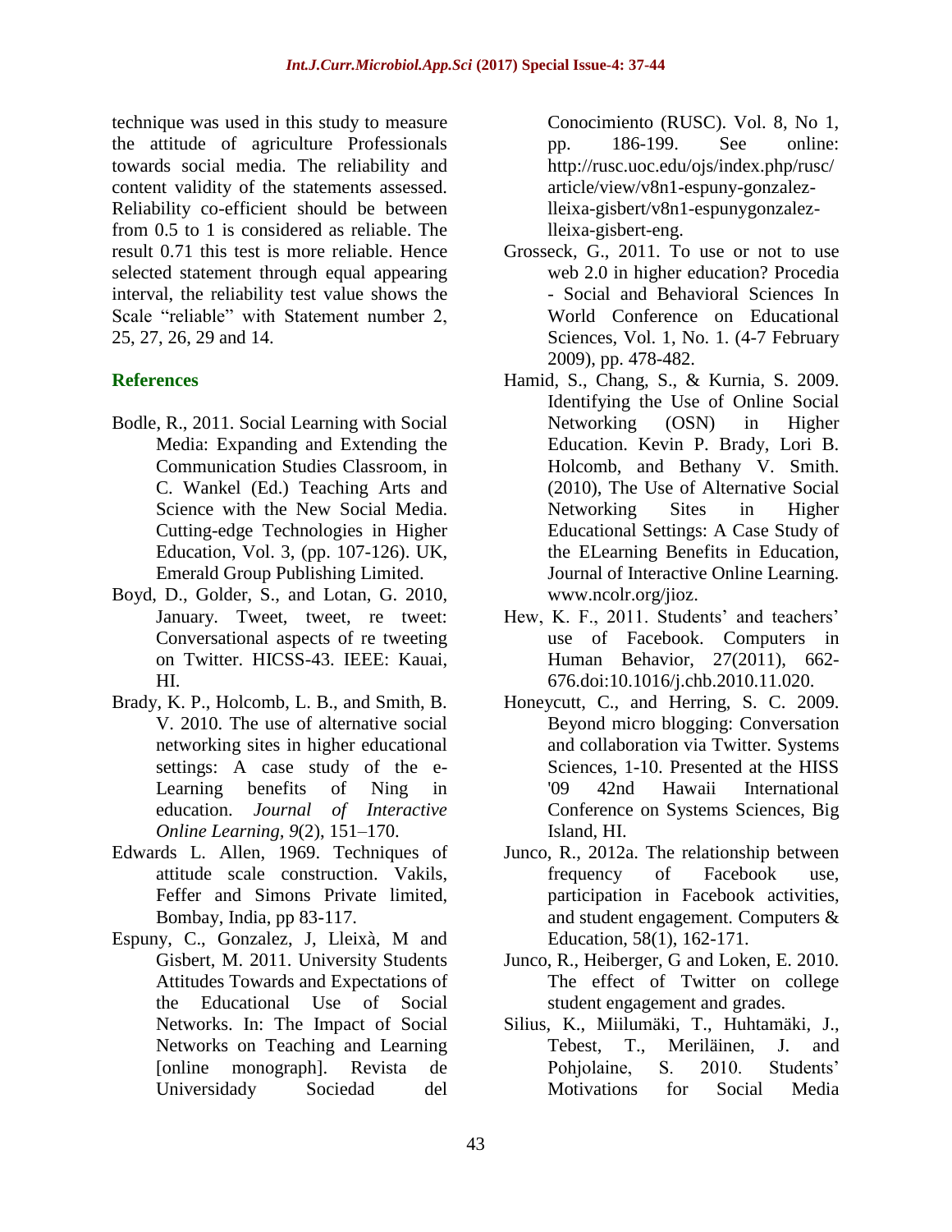technique was used in this study to measure the attitude of agriculture Professionals towards social media. The reliability and content validity of the statements assessed. Reliability co-efficient should be between from 0.5 to 1 is considered as reliable. The result 0.71 this test is more reliable. Hence selected statement through equal appearing interval, the reliability test value shows the Scale "reliable" with Statement number 2, 25, 27, 26, 29 and 14.

## References

Bodle, R., 2011. Social Learning with Social Media: Expanding and Extending the Communication Studies Classroom, in C. Wankel (Ed.) Teaching Arts and Science with the New Social Media. Cutting-edge Technologies in Higher Education, Vol. 3, (pp. 107-126). UK, Emerald Group Publishing Limited.

Boyd, D., Golder, S., and Lotan, G. 2010, January. Tweet, tweet, re tweet: Conversational aspects of re tweeting on Twitter. HICSS-43. IEEE: Kauai, HI.

Brady, K. P., Holcomb, L. B., and Smith, B. V. 2010. The use of alternative social networking sites in higher educational settings: A case study of the e-Learning benefits of Ning in education. *Journal of Interactive Online Learning, 9*(2), 151–170.

Edwards L. Allen, 1969. Techniques of attitude scale construction. Vakils, Feffer and Simons Private limited, Bombay, India, pp 83-117.

Espuny, C., Gonzalez, J, Lleixà, M and Gisbert, M. 2011. University Students Attitudes Towards and Expectations of the Educational Use of Social Networks. In: The Impact of Social Networks on Teaching and Learning [online monograph]. Revista de Universidady Sociedad del Conocimiento (RUSC). Vol. 8, No 1, pp. 186-199. See online: http://rusc.uoc.edu/ojs/index.php/rusc/article/view/v8n1-espuny-gonzalez-lleixa-gisbert/v8n1-espunygonzalez-lleixa-gisbert-eng.

Grosseck, G., 2011. To use or not to use web 2.0 in higher education? Procedia - Social and Behavioral Sciences In World Conference on Educational Sciences, Vol. 1, No. 1. (4-7 February 2009), pp. 478-482.

Hamid, S., Chang, S., & Kurnia, S. 2009. Identifying the Use of Online Social Networking (OSN) in Higher Education. Kevin P. Brady, Lori B. Holcomb, and Bethany V. Smith. (2010), The Use of Alternative Social Networking Sites in Higher Educational Settings: A Case Study of the ELearning Benefits in Education, Journal of Interactive Online Learning. www.ncolr.org/jioz.

Hew, K. F., 2011. Students' and teachers' use of Facebook. Computers in Human Behavior, 27(2011), 662-676.doi:10.1016/j.chb.2010.11.020.

Honeycutt, C., and Herring, S. C. 2009. Beyond micro blogging: Conversation and collaboration via Twitter. Systems Sciences, 1-10. Presented at the HISS '09 42nd Hawaii International Conference on Systems Sciences, Big Island, HI.

Junco, R., 2012a. The relationship between frequency of Facebook use, participation in Facebook activities, and student engagement. Computers & Education, 58(1), 162-171.

Junco, R., Heiberger, G and Loken, E. 2010. The effect of Twitter on college student engagement and grades.

Silius, K., Miilumäki, T., Huhtamäki, J., Tebest, T., Meriläinen, J. and Pohjolaine, S. 2010. Students' Motivations for Social Media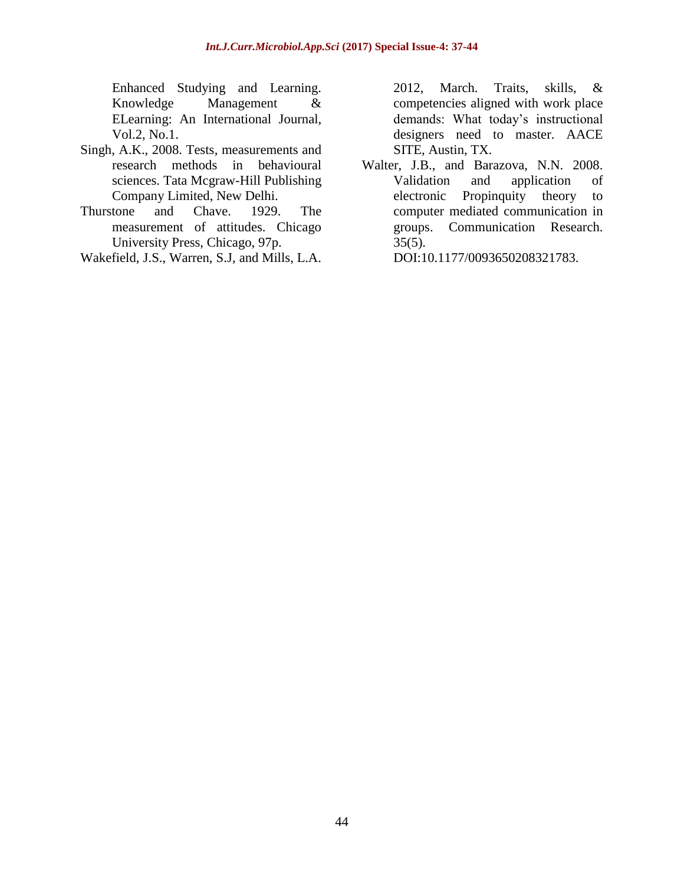Enhanced Studying and Learning. Knowledge Management & ELearning: An International Journal, Vol.2, No.1.

Singh, A.K., 2008. Tests, measurements and research methods in behavioural sciences. Tata Mcgraw-Hill Publishing Company Limited, New Delhi.

Thurstone and Chave. 1929. The measurement of attitudes. Chicago University Press, Chicago, 97p.

Wakefield, J.S., Warren, S.J, and Mills, L.A. 2012, March. Traits, skills, & competencies aligned with work place demands: What today's instructional designers need to master. AACE SITE, Austin, TX.

Walter, J.B., and Barazova, N.N. 2008. Validation and application of electronic Propinquity theory to computer mediated communication in groups. Communication Research. 35(5). DOI:10.1177/0093650208321783.